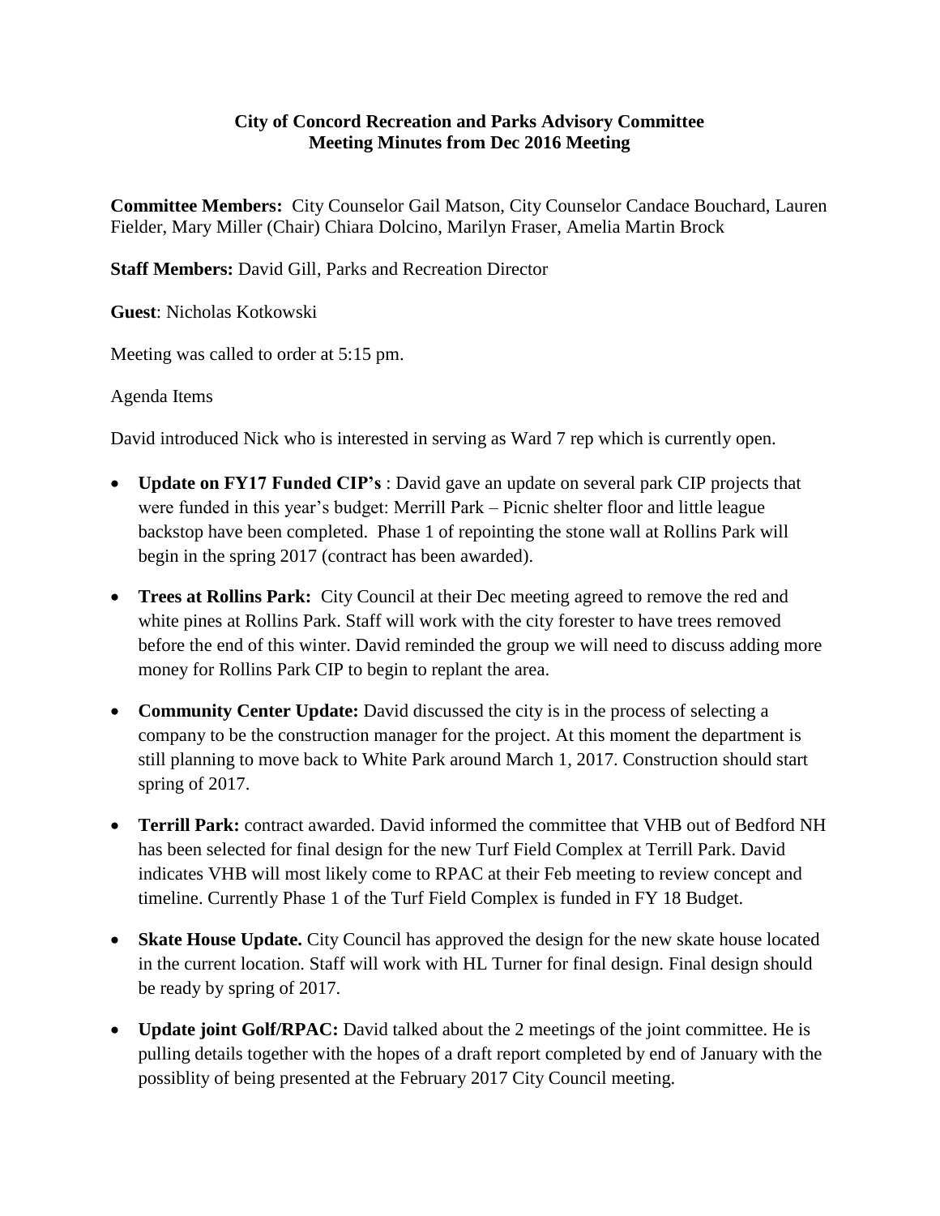**City of Concord Recreation and Parks Advisory Committee**
**Meeting Minutes from Dec 2016 Meeting**

**Committee Members:** City Counselor Gail Matson, City Counselor Candace Bouchard, Lauren Fielder, Mary Miller (Chair) Chiara Dolcino, Marilyn Fraser, Amelia Martin Brock

**Staff Members:** David Gill, Parks and Recreation Director

**Guest**: Nicholas Kotkowski

Meeting was called to order at 5:15 pm.

Agenda Items

David introduced Nick who is interested in serving as Ward 7 rep which is currently open.

- **Update on FY17 Funded CIP's** : David gave an update on several park CIP projects that were funded in this year's budget: Merrill Park – Picnic shelter floor and little league backstop have been completed. Phase 1 of repointing the stone wall at Rollins Park will begin in the spring 2017 (contract has been awarded).
- **Trees at Rollins Park:** City Council at their Dec meeting agreed to remove the red and white pines at Rollins Park. Staff will work with the city forester to have trees removed before the end of this winter. David reminded the group we will need to discuss adding more money for Rollins Park CIP to begin to replant the area.
- **Community Center Update:** David discussed the city is in the process of selecting a company to be the construction manager for the project. At this moment the department is still planning to move back to White Park around March 1, 2017. Construction should start spring of 2017.
- **Terrill Park:** contract awarded. David informed the committee that VHB out of Bedford NH has been selected for final design for the new Turf Field Complex at Terrill Park. David indicates VHB will most likely come to RPAC at their Feb meeting to review concept and timeline. Currently Phase 1 of the Turf Field Complex is funded in FY 18 Budget.
- **Skate House Update.** City Council has approved the design for the new skate house located in the current location. Staff will work with HL Turner for final design. Final design should be ready by spring of 2017.
- **Update joint Golf/RPAC:** David talked about the 2 meetings of the joint committee. He is pulling details together with the hopes of a draft report completed by end of January with the possiblity of being presented at the February 2017 City Council meeting.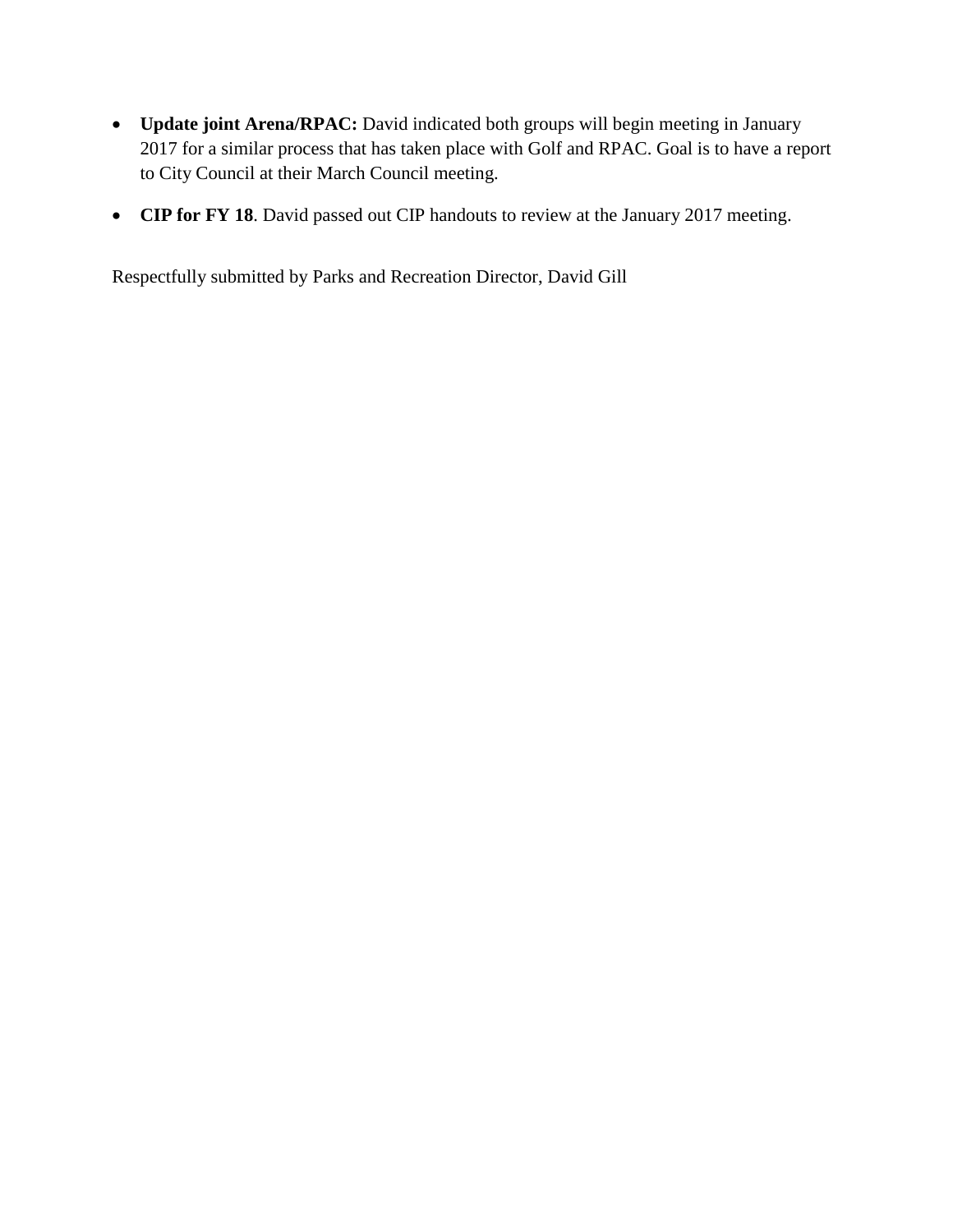- **Update joint Arena/RPAC:** David indicated both groups will begin meeting in January 2017 for a similar process that has taken place with Golf and RPAC. Goal is to have a report to City Council at their March Council meeting.
- **CIP for FY 18**. David passed out CIP handouts to review at the January 2017 meeting.

Respectfully submitted by Parks and Recreation Director, David Gill